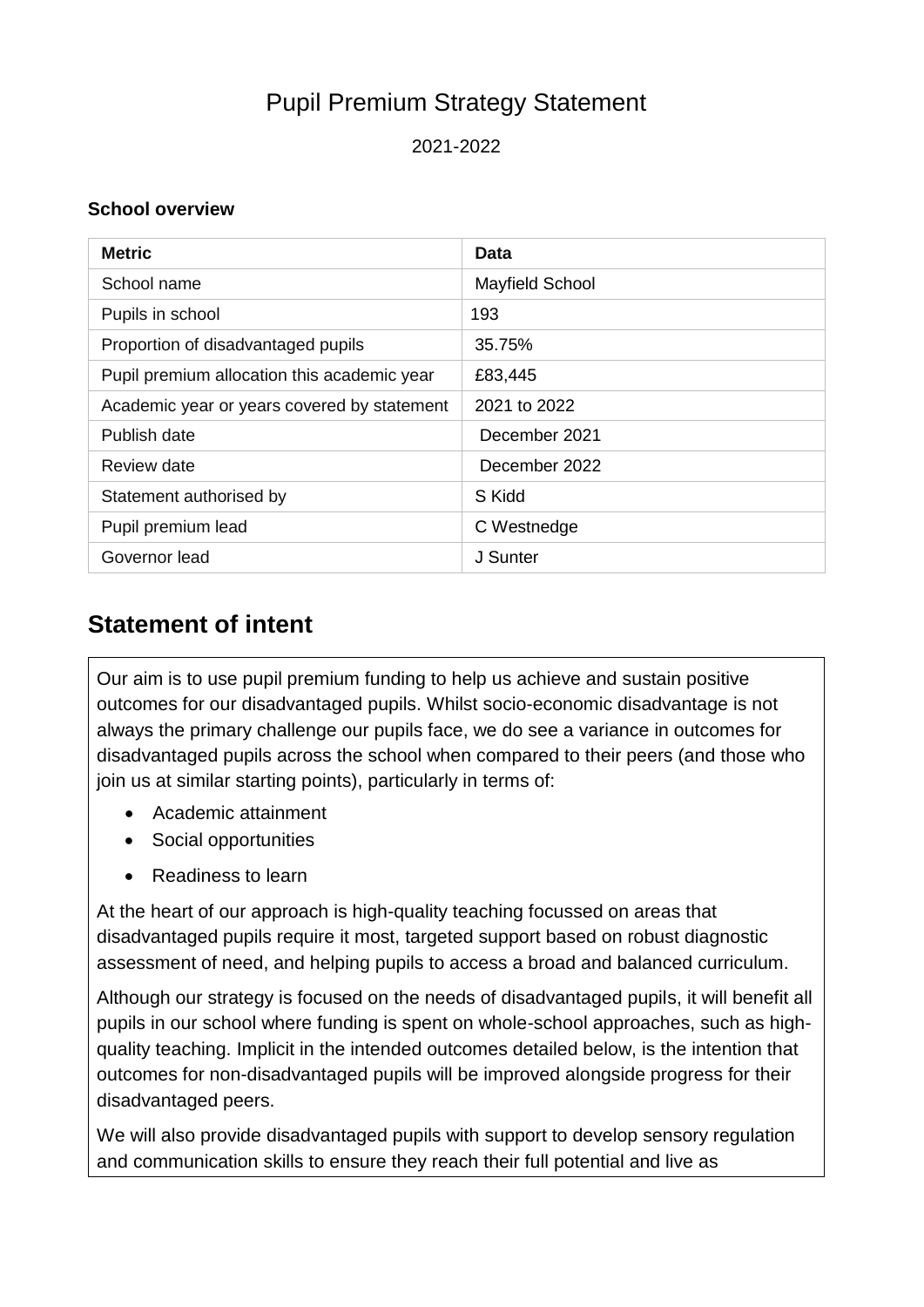# Pupil Premium Strategy Statement

2021-2022

**School overview**

| Metric | Data |
|---|---|
| School name | Mayfield School |
| Pupils in school | 193 |
| Proportion of disadvantaged pupils | 35.75% |
| Pupil premium allocation this academic year | £83,445 |
| Academic year or years covered by statement | 2021 to 2022 |
| Publish date | December 2021 |
| Review date | December 2022 |
| Statement authorised by | S Kidd |
| Pupil premium lead | C Westnedge |
| Governor lead | J Sunter |

## Statement of intent

Our aim is to use pupil premium funding to help us achieve and sustain positive outcomes for our disadvantaged pupils. Whilst socio-economic disadvantage is not always the primary challenge our pupils face, we do see a variance in outcomes for disadvantaged pupils across the school when compared to their peers (and those who join us at similar starting points), particularly in terms of:

- Academic attainment
- Social opportunities
- Readiness to learn

At the heart of our approach is high-quality teaching focussed on areas that disadvantaged pupils require it most, targeted support based on robust diagnostic assessment of need, and helping pupils to access a broad and balanced curriculum.

Although our strategy is focused on the needs of disadvantaged pupils, it will benefit all pupils in our school where funding is spent on whole-school approaches, such as high-quality teaching. Implicit in the intended outcomes detailed below, is the intention that outcomes for non-disadvantaged pupils will be improved alongside progress for their disadvantaged peers.

We will also provide disadvantaged pupils with support to develop sensory regulation and communication skills to ensure they reach their full potential and live as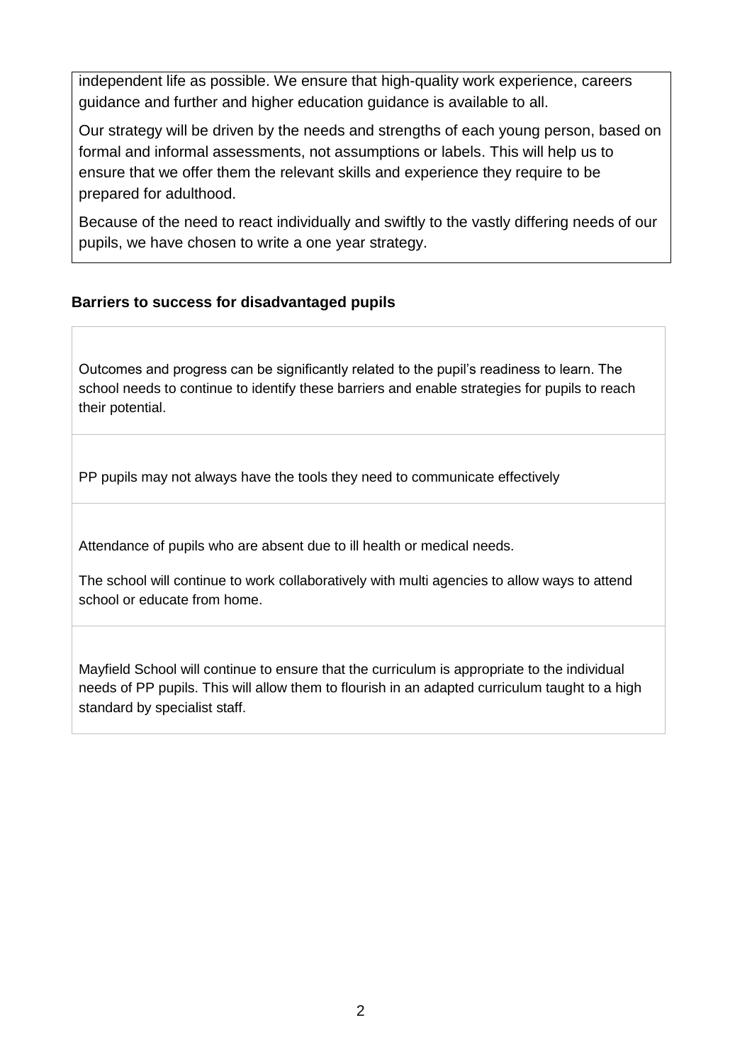independent life as possible. We ensure that high-quality work experience, careers guidance and further and higher education guidance is available to all.

Our strategy will be driven by the needs and strengths of each young person, based on formal and informal assessments, not assumptions or labels. This will help us to ensure that we offer them the relevant skills and experience they require to be prepared for adulthood.

Because of the need to react individually and swiftly to the vastly differing needs of our pupils, we have chosen to write a one year strategy.

**Barriers to success for disadvantaged pupils**

| |
|---|
| Outcomes and progress can be significantly related to the pupil's readiness to learn. The school needs to continue to identify these barriers and enable strategies for pupils to reach their potential. |
| PP pupils may not always have the tools they need to communicate effectively |
| Attendance of pupils who are absent due to ill health or medical needs.<br><br>The school will continue to work collaboratively with multi agencies to allow ways to attend school or educate from home. |
| Mayfield School will continue to ensure that the curriculum is appropriate to the individual needs of PP pupils. This will allow them to flourish in an adapted curriculum taught to a high standard by specialist staff. |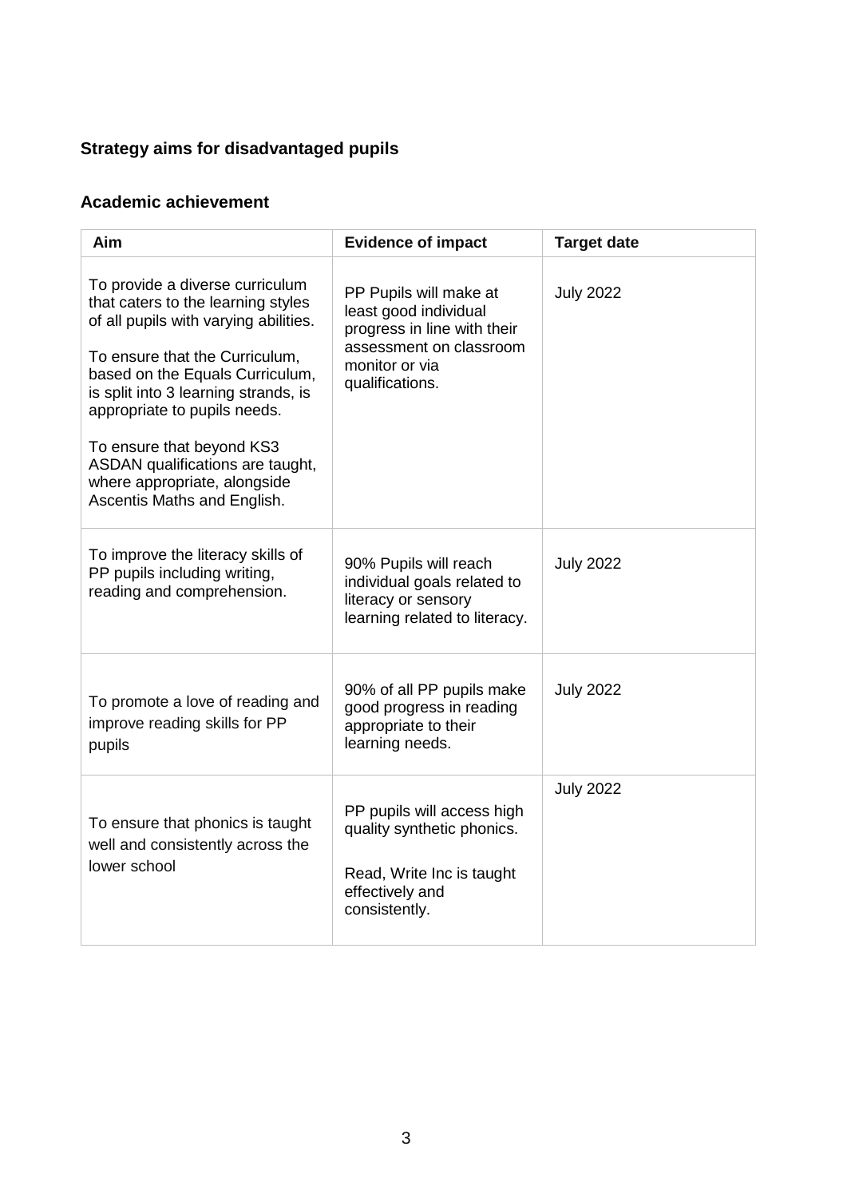## Strategy aims for disadvantaged pupils

### Academic achievement

| Aim | Evidence of impact | Target date |
|---|---|---|
| To provide a diverse curriculum that caters to the learning styles of all pupils with varying abilities.<br><br>To ensure that the Curriculum, based on the Equals Curriculum, is split into 3 learning strands, is appropriate to pupils needs.<br><br>To ensure that beyond KS3 ASDAN qualifications are taught, where appropriate, alongside Ascentis Maths and English. | PP Pupils will make at least good individual progress in line with their assessment on classroom monitor or via qualifications. | July 2022 |
| To improve the literacy skills of PP pupils including writing, reading and comprehension. | 90% Pupils will reach individual goals related to literacy or sensory learning related to literacy. | July 2022 |
| To promote a love of reading and improve reading skills for PP pupils | 90% of all PP pupils make good progress in reading appropriate to their learning needs. | July 2022 |
| To ensure that phonics is taught well and consistently across the lower school | PP pupils will access high quality synthetic phonics.<br><br>Read, Write Inc is taught effectively and consistently. | July 2022 |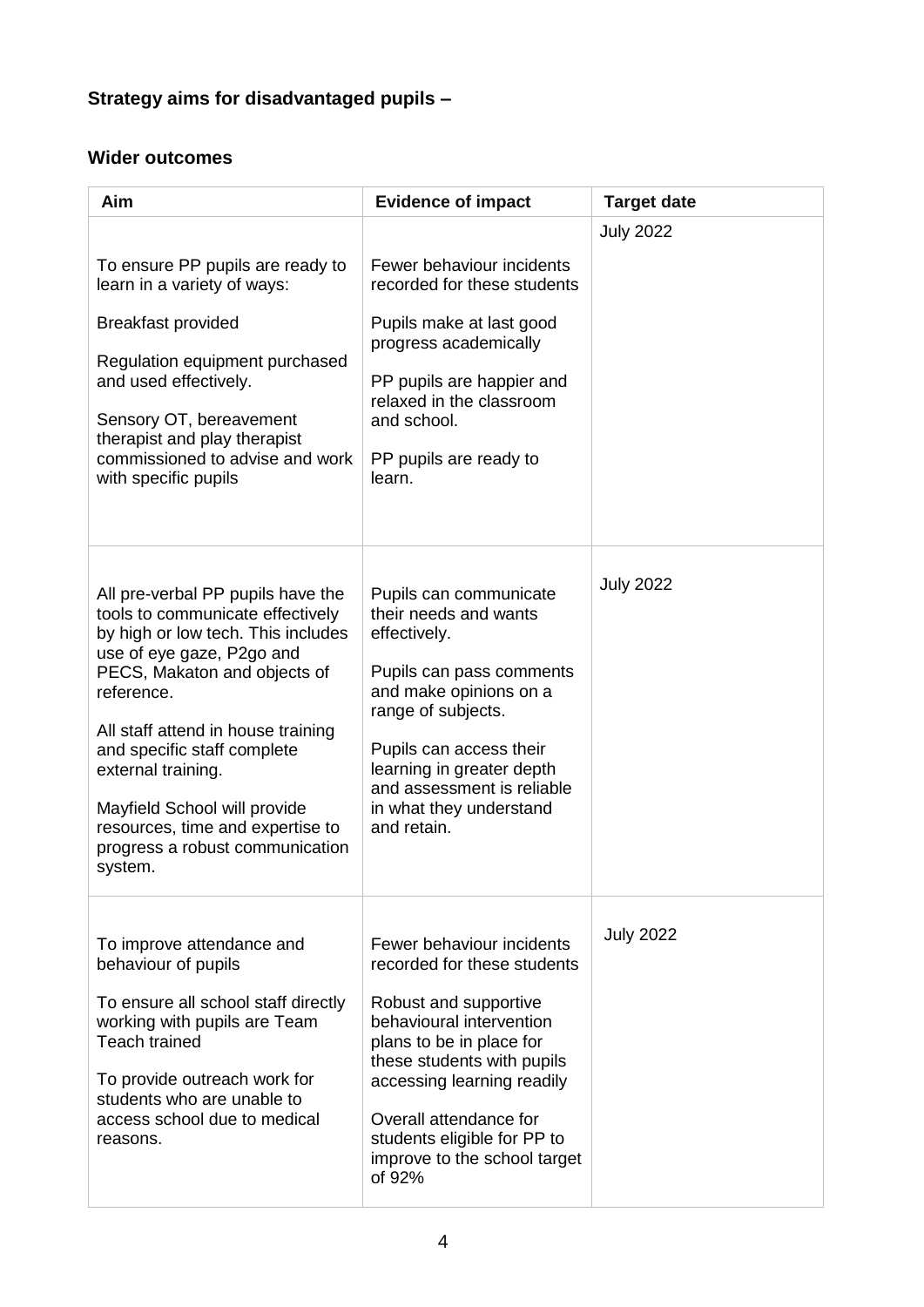**Strategy aims for disadvantaged pupils –**

**Wider outcomes**

| Aim | Evidence of impact | Target date |
|---|---|---|
| To ensure PP pupils are ready to learn in a variety of ways:<br><br>Breakfast provided<br><br>Regulation equipment purchased and used effectively.<br><br>Sensory OT, bereavement therapist and play therapist commissioned to advise and work with specific pupils | Fewer behaviour incidents recorded for these students<br><br>Pupils make at last good progress academically<br><br>PP pupils are happier and relaxed in the classroom and school.<br><br>PP pupils are ready to learn. | July 2022 |
| All pre-verbal PP pupils have the tools to communicate effectively by high or low tech. This includes use of eye gaze, P2go and PECS, Makaton and objects of reference.<br><br>All staff attend in house training and specific staff complete external training.<br><br>Mayfield School will provide resources, time and expertise to progress a robust communication system. | Pupils can communicate their needs and wants effectively.<br><br>Pupils can pass comments and make opinions on a range of subjects.<br><br>Pupils can access their learning in greater depth and assessment is reliable in what they understand and retain. | July 2022 |
| To improve attendance and behaviour of pupils<br><br>To ensure all school staff directly working with pupils are Team Teach trained<br><br>To provide outreach work for students who are unable to access school due to medical reasons. | Fewer behaviour incidents recorded for these students<br><br>Robust and supportive behavioural intervention plans to be in place for these students with pupils accessing learning readily<br><br>Overall attendance for students eligible for PP to improve to the school target of 92% | July 2022 |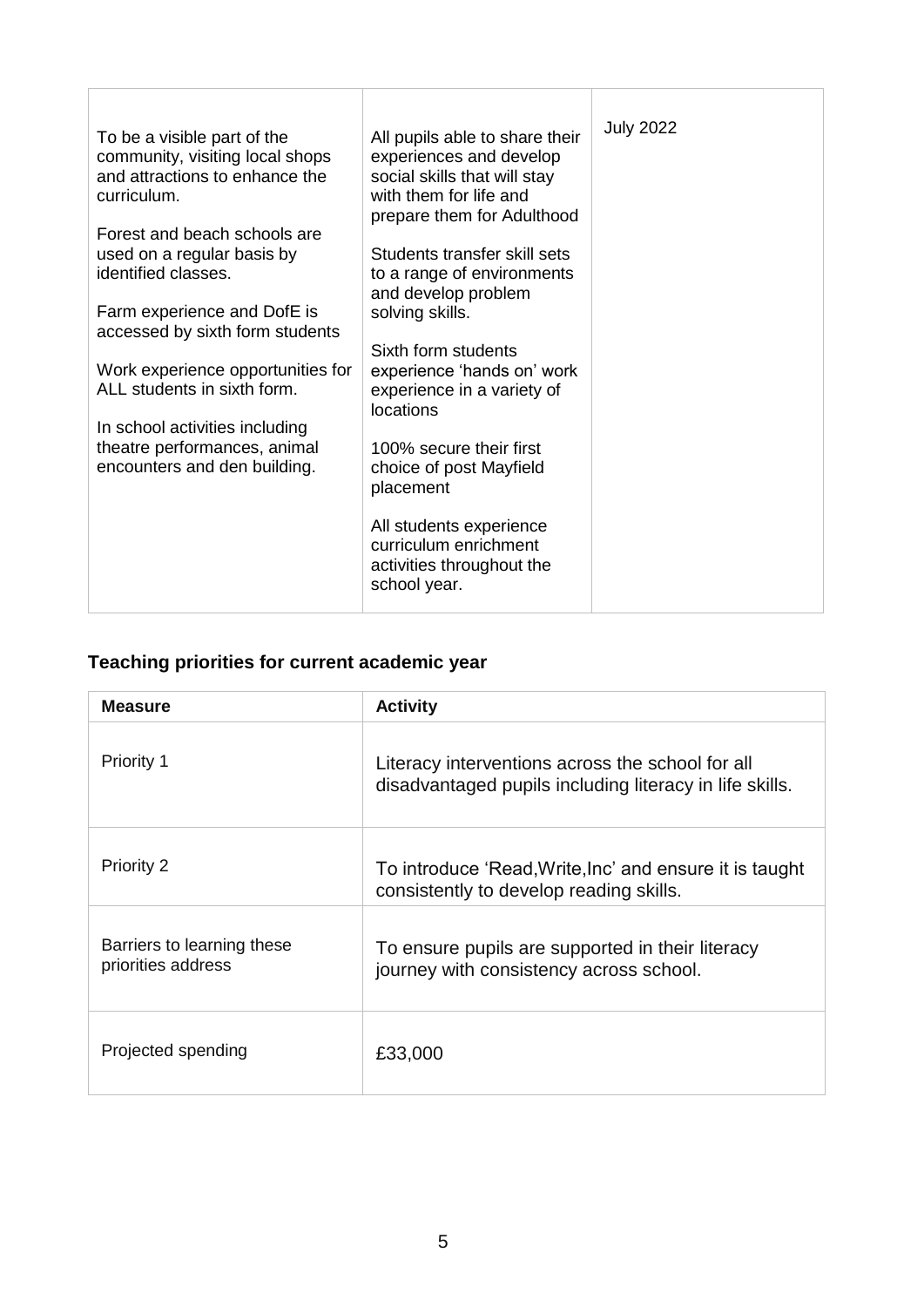| | | |
|---|---|---|
| To be a visible part of the community, visiting local shops and attractions to enhance the curriculum.<br><br>Forest and beach schools are used on a regular basis by identified classes.<br><br>Farm experience and DofE is accessed by sixth form students<br><br>Work experience opportunities for ALL students in sixth form.<br><br>In school activities including theatre performances, animal encounters and den building. | All pupils able to share their experiences and develop social skills that will stay with them for life and prepare them for Adulthood<br><br>Students transfer skill sets to a range of environments and develop problem solving skills.<br><br>Sixth form students experience 'hands on' work experience in a variety of locations<br><br>100% secure their first choice of post Mayfield placement<br><br>All students experience curriculum enrichment activities throughout the school year. | July 2022 |

## Teaching priorities for current academic year

| Measure | Activity |
|---|---|
| Priority 1 | Literacy interventions across the school for all disadvantaged pupils including literacy in life skills. |
| Priority 2 | To introduce 'Read,Write,Inc' and ensure it is taught consistently to develop reading skills. |
| Barriers to learning these priorities address | To ensure pupils are supported in their literacy journey with consistency across school. |
| Projected spending | £33,000 |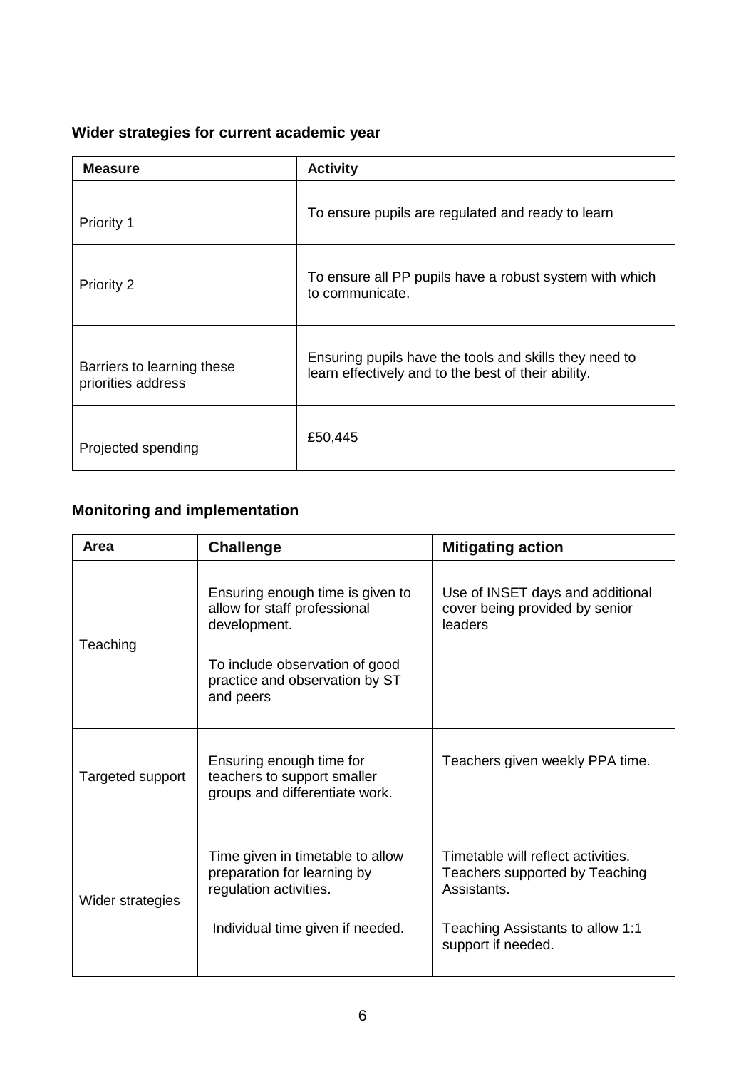### Wider strategies for current academic year

| Measure | Activity |
|---|---|
| Priority 1 | To ensure pupils are regulated and ready to learn |
| Priority 2 | To ensure all PP pupils have a robust system with which to communicate. |
| Barriers to learning these priorities address | Ensuring pupils have the tools and skills they need to learn effectively and to the best of their ability. |
| Projected spending | £50,445 |

### Monitoring and implementation

| Area | Challenge | Mitigating action |
|---|---|---|
| Teaching | Ensuring enough time is given to allow for staff professional development.<br><br>To include observation of good practice and observation by ST and peers | Use of INSET days and additional cover being provided by senior leaders |
| Targeted support | Ensuring enough time for teachers to support smaller groups and differentiate work. | Teachers given weekly PPA time. |
| Wider strategies | Time given in timetable to allow preparation for learning by regulation activities.<br><br>Individual time given if needed. | Timetable will reflect activities. Teachers supported by Teaching Assistants.<br><br>Teaching Assistants to allow 1:1 support if needed. |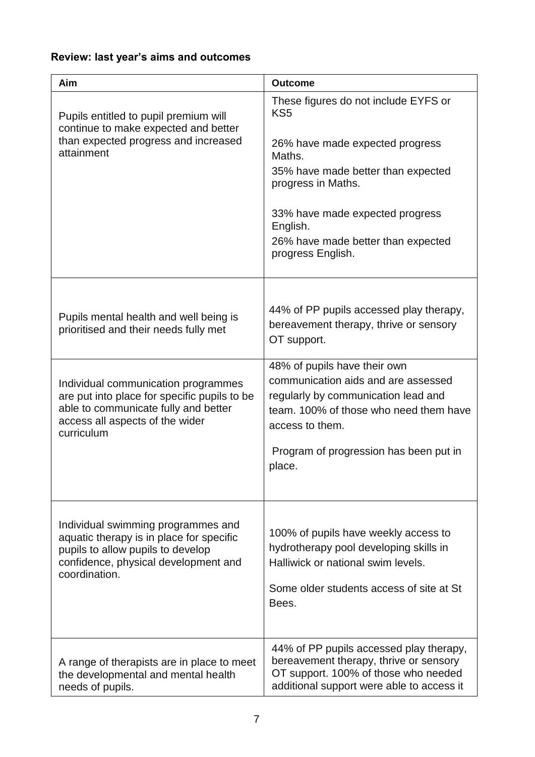**Review: last year's aims and outcomes**

| Aim | Outcome |
|---|---|
| Pupils entitled to pupil premium will continue to make expected and better than expected progress and increased attainment | These figures do not include EYFS or KS5<br><br>26% have made expected progress Maths.<br>35% have made better than expected progress in Maths.<br><br>33% have made expected progress English.<br>26% have made better than expected progress English. |
| Pupils mental health and well being is prioritised and their needs fully met | 44% of PP pupils accessed play therapy, bereavement therapy, thrive or sensory OT support. |
| Individual communication programmes are put into place for specific pupils to be able to communicate fully and better access all aspects of the wider curriculum | 48% of pupils have their own communication aids and are assessed regularly by communication lead and team. 100% of those who need them have access to them.<br><br>Program of progression has been put in place. |
| Individual swimming programmes and aquatic therapy is in place for specific pupils to allow pupils to develop confidence, physical development and coordination. | 100% of pupils have weekly access to hydrotherapy pool developing skills in Halliwick or national swim levels.<br><br>Some older students access of site at St Bees. |
| A range of therapists are in place to meet the developmental and mental health needs of pupils. | 44% of PP pupils accessed play therapy, bereavement therapy, thrive or sensory OT support. 100% of those who needed additional support were able to access it |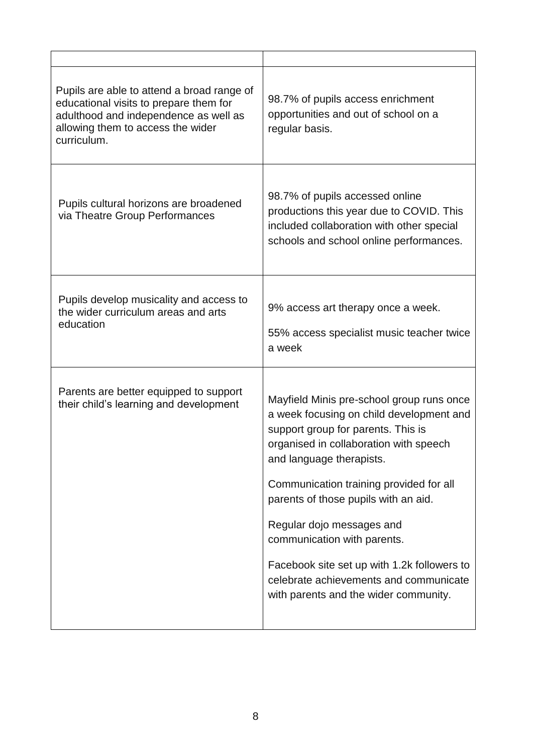| | |
|---|---|
| Pupils are able to attend a broad range of educational visits to prepare them for adulthood and independence as well as allowing them to access the wider curriculum. | 98.7% of pupils access enrichment opportunities and out of school on a regular basis. |
| Pupils cultural horizons are broadened via Theatre Group Performances | 98.7% of pupils accessed online productions this year due to COVID. This included collaboration with other special schools and school online performances. |
| Pupils develop musicality and access to the wider curriculum areas and arts education | 9% access art therapy once a week.<br><br>55% access specialist music teacher twice a week |
| Parents are better equipped to support their child's learning and development | Mayfield Minis pre-school group runs once a week focusing on child development and support group for parents. This is organised in collaboration with speech and language therapists.<br><br>Communication training provided for all parents of those pupils with an aid.<br><br>Regular dojo messages and communication with parents.<br><br>Facebook site set up with 1.2k followers to celebrate achievements and communicate with parents and the wider community. |